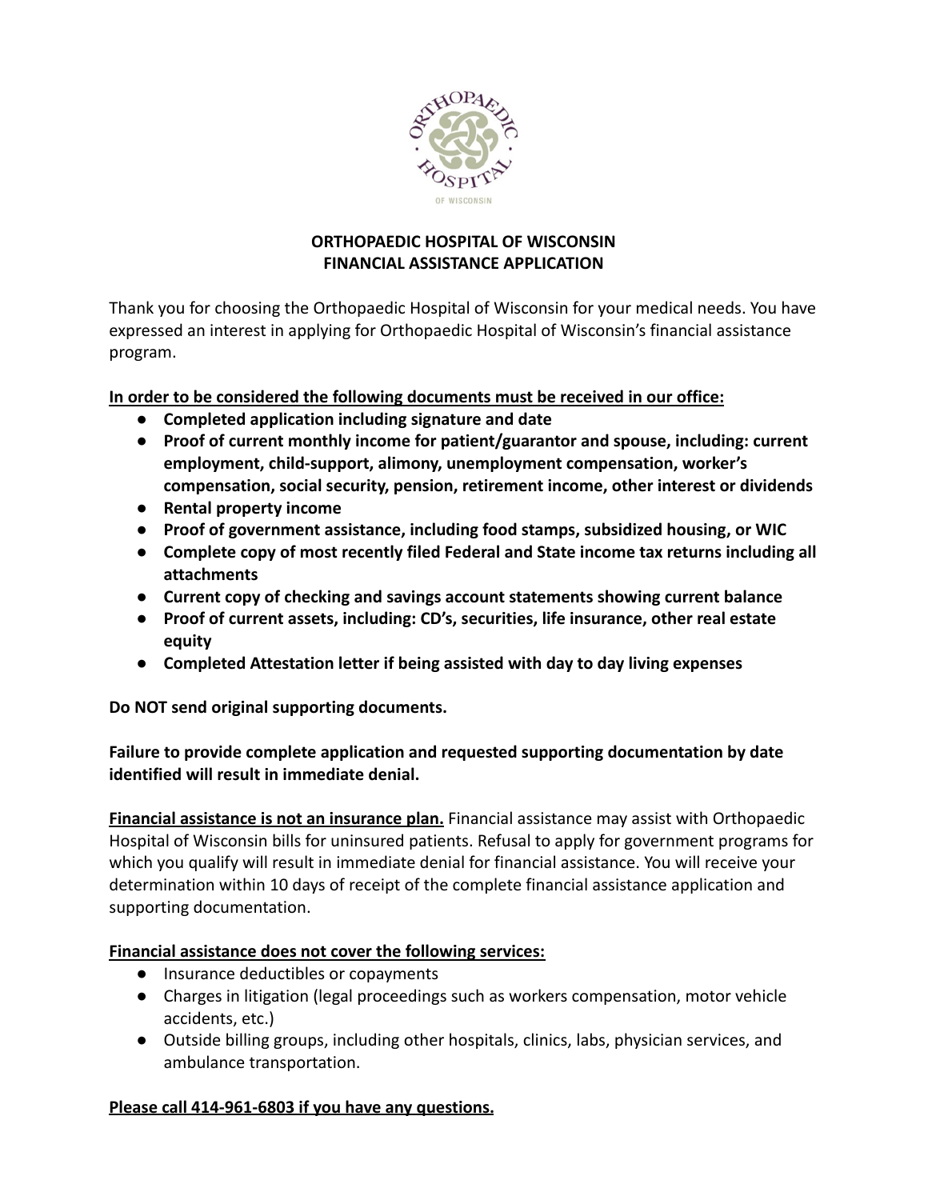# ORTHOPAEDIC HOSPITAL OF WISCONSIN
# FINANCIAL ASSISTANCE APPLICATION

Thank you for choosing the Orthopaedic Hospital of Wisconsin for your medical needs. You have expressed an interest in applying for Orthopaedic Hospital of Wisconsin's financial assistance program.

**In order to be considered the following documents must be received in our office:**

- **Completed application including signature and date**
- **Proof of current monthly income for patient/guarantor and spouse, including: current employment, child-support, alimony, unemployment compensation, worker's compensation, social security, pension, retirement income, other interest or dividends**
- **Rental property income**
- **Proof of government assistance, including food stamps, subsidized housing, or WIC**
- **Complete copy of most recently filed Federal and State income tax returns including all attachments**
- **Current copy of checking and savings account statements showing current balance**
- **Proof of current assets, including: CD's, securities, life insurance, other real estate equity**
- **Completed Attestation letter if being assisted with day to day living expenses**

**Do NOT send original supporting documents.**

**Failure to provide complete application and requested supporting documentation by date identified will result in immediate denial.**

**Financial assistance is not an insurance plan.** Financial assistance may assist with Orthopaedic Hospital of Wisconsin bills for uninsured patients. Refusal to apply for government programs for which you qualify will result in immediate denial for financial assistance. You will receive your determination within 10 days of receipt of the complete financial assistance application and supporting documentation.

**Financial assistance does not cover the following services:**

- Insurance deductibles or copayments
- Charges in litigation (legal proceedings such as workers compensation, motor vehicle accidents, etc.)
- Outside billing groups, including other hospitals, clinics, labs, physician services, and ambulance transportation.

**Please call 414-961-6803 if you have any questions.**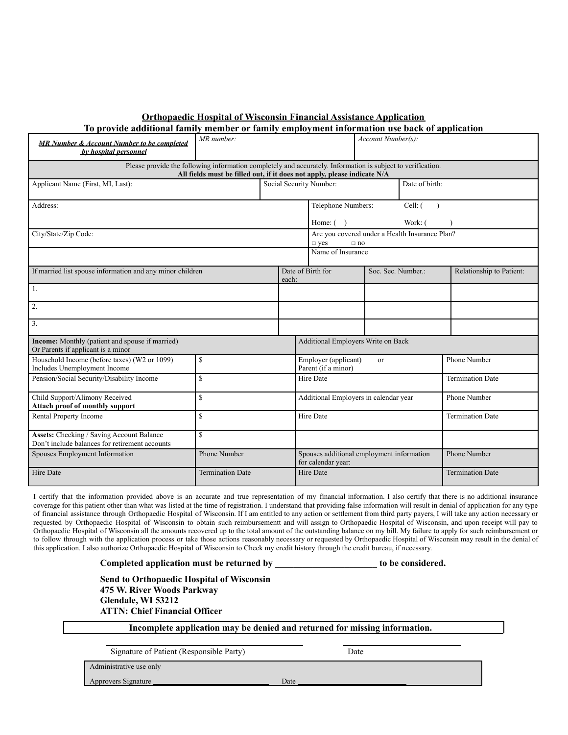## Orthopaedic Hospital of Wisconsin Financial Assistance Application

**To provide additional family member or family employment information use back of application**

| | | |
|---|---|---|
| ***MR Number & Account Number to be completed by hospital personnel*** | *MR number:* | *Account Number(s):* |

Please provide the following information completely and accurately. Information is subject to verification.
**All fields must be filled out, if it does not apply, please indicate N/A**

| | | |
|---|---|---|
| Applicant Name (First, MI, Last): | Social Security Number: | Date of birth: |

| | |
|---|---|
| Address: | Telephone Numbers: Cell: ( ) Home: ( ) Work: ( ) |
| City/State/Zip Code: | Are you covered under a Health Insurance Plan? □ yes □ no |
| | Name of Insurance |

| If married list spouse information and any minor children | Date of Birth for each: | Soc. Sec. Number.: | Relationship to Patient: |
|---|---|---|---|
| 1. | | | |
| 2. | | | |
| 3. | | | |

| **Income:** Monthly (patient and spouse if married) Or Parents if applicant is a minor | | Additional Employers Write on Back | |
|---|---|---|---|
| Household Income (before taxes) (W2 or 1099) Includes Unemployment Income | $ | Employer (applicant) or Parent (if a minor) | Phone Number |
| Pension/Social Security/Disability Income | $ | Hire Date | Termination Date |
| Child Support/Alimony Received **Attach proof of monthly support** | $ | Additional Employers in calendar year | Phone Number |
| Rental Property Income | $ | Hire Date | Termination Date |
| **Assets:** Checking / Saving Account Balance Don't include balances for retirement accounts | $ | | |
| Spouses Employment Information | Phone Number | Spouses additional employment information for calendar year: | Phone Number |
| Hire Date | Termination Date | Hire Date | Termination Date |

I certify that the information provided above is an accurate and true representation of my financial information. I also certify that there is no additional insurance coverage for this patient other than what was listed at the time of registration. I understand that providing false information will result in denial of application for any type of financial assistance through Orthopaedic Hospital of Wisconsin. If I am entitled to any action or settlement from third party payers, I will take any action necessary or requested by Orthopaedic Hospital of Wisconsin to obtain such reimbursementt and will assign to Orthopaedic Hospital of Wisconsin, and upon receipt will pay to Orthopaedic Hospital of Wisconsin all the amounts recovered up to the total amount of the outstanding balance on my bill. My failure to apply for such reimbursement or to follow through with the application process or take those actions reasonably necessary or requested by Orthopaedic Hospital of Wisconsin may result in the denial of this application. I also authorize Orthopaedic Hospital of Wisconsin to Check my credit history through the credit bureau, if necessary.

**Completed application must be returned by ______________________ to be considered.**

**Send to Orthopaedic Hospital of Wisconsin**
**475 W. River Woods Parkway**
**Glendale, WI 53212**
**ATTN: Chief Financial Officer**

**Incomplete application may be denied and returned for missing information.**

_______________________________ _______________________

Signature of Patient (Responsible Party) Date

Administrative use only

Approvers Signature ____________________________ Date __________________________